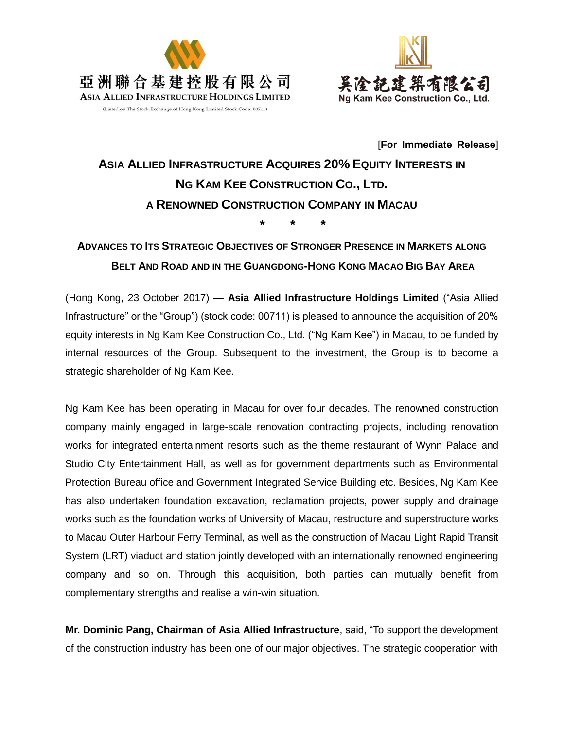亞洲聯合基建控股有限公司
ASIA ALLIED INFRASTRUCTURE HOLDINGS LIMITED
(Listed on The Stock Exchange of Hong Kong Limited Stock Code: 00711)

吳淦記建築有限公司
Ng Kam Kee Construction Co., Ltd.

[**For Immediate Release**]

# ASIA ALLIED INFRASTRUCTURE ACQUIRES 20% EQUITY INTERESTS IN NG KAM KEE CONSTRUCTION CO., LTD. A RENOWNED CONSTRUCTION COMPANY IN MACAU

\* \* \*

## ADVANCES TO ITS STRATEGIC OBJECTIVES OF STRONGER PRESENCE IN MARKETS ALONG BELT AND ROAD AND IN THE GUANGDONG-HONG KONG MACAO BIG BAY AREA

(Hong Kong, 23 October 2017) — **Asia Allied Infrastructure Holdings Limited** ("Asia Allied Infrastructure" or the "Group") (stock code: 00711) is pleased to announce the acquisition of 20% equity interests in Ng Kam Kee Construction Co., Ltd. ("Ng Kam Kee") in Macau, to be funded by internal resources of the Group. Subsequent to the investment, the Group is to become a strategic shareholder of Ng Kam Kee.

Ng Kam Kee has been operating in Macau for over four decades. The renowned construction company mainly engaged in large-scale renovation contracting projects, including renovation works for integrated entertainment resorts such as the theme restaurant of Wynn Palace and Studio City Entertainment Hall, as well as for government departments such as Environmental Protection Bureau office and Government Integrated Service Building etc. Besides, Ng Kam Kee has also undertaken foundation excavation, reclamation projects, power supply and drainage works such as the foundation works of University of Macau, restructure and superstructure works to Macau Outer Harbour Ferry Terminal, as well as the construction of Macau Light Rapid Transit System (LRT) viaduct and station jointly developed with an internationally renowned engineering company and so on. Through this acquisition, both parties can mutually benefit from complementary strengths and realise a win-win situation.

**Mr. Dominic Pang, Chairman of Asia Allied Infrastructure**, said, "To support the development of the construction industry has been one of our major objectives. The strategic cooperation with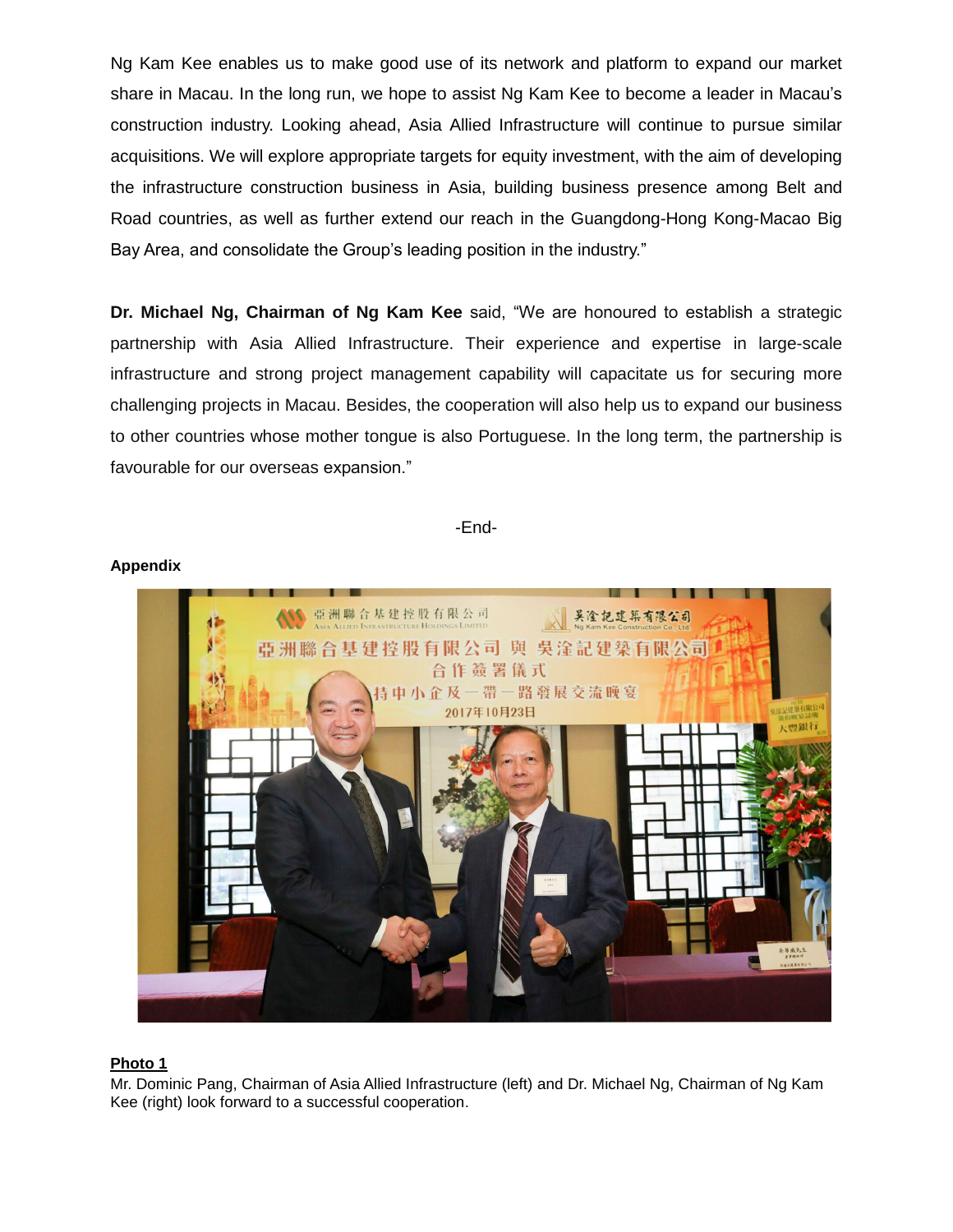Ng Kam Kee enables us to make good use of its network and platform to expand our market share in Macau. In the long run, we hope to assist Ng Kam Kee to become a leader in Macau's construction industry. Looking ahead, Asia Allied Infrastructure will continue to pursue similar acquisitions. We will explore appropriate targets for equity investment, with the aim of developing the infrastructure construction business in Asia, building business presence among Belt and Road countries, as well as further extend our reach in the Guangdong-Hong Kong-Macao Big Bay Area, and consolidate the Group's leading position in the industry."

**Dr. Michael Ng, Chairman of Ng Kam Kee** said, "We are honoured to establish a strategic partnership with Asia Allied Infrastructure. Their experience and expertise in large-scale infrastructure and strong project management capability will capacitate us for securing more challenging projects in Macau. Besides, the cooperation will also help us to expand our business to other countries whose mother tongue is also Portuguese. In the long term, the partnership is favourable for our overseas expansion."

-End-

**Appendix**

**Photo 1**

Mr. Dominic Pang, Chairman of Asia Allied Infrastructure (left) and Dr. Michael Ng, Chairman of Ng Kam Kee (right) look forward to a successful cooperation.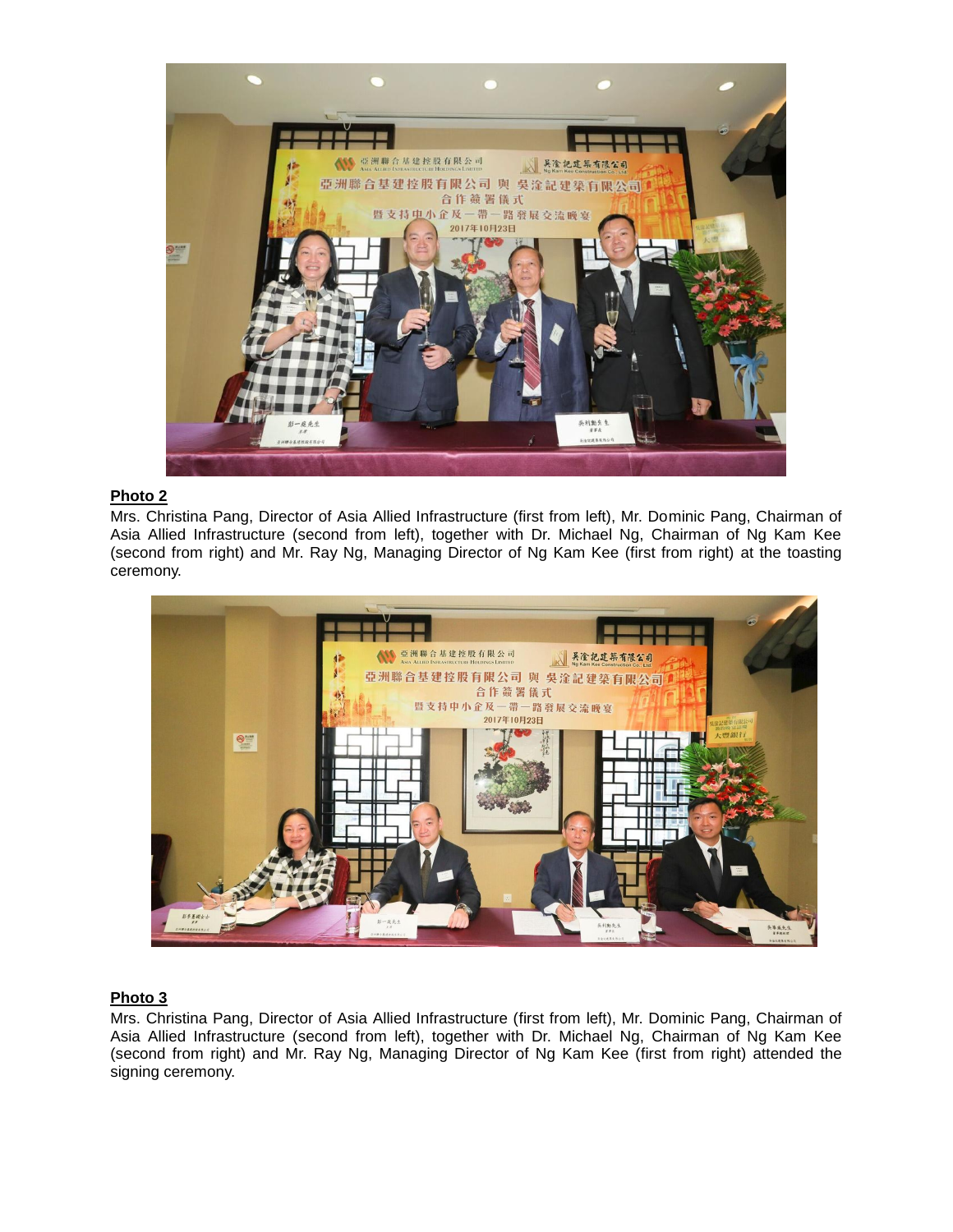**Photo 2**

Mrs. Christina Pang, Director of Asia Allied Infrastructure (first from left), Mr. Dominic Pang, Chairman of Asia Allied Infrastructure (second from left), together with Dr. Michael Ng, Chairman of Ng Kam Kee (second from right) and Mr. Ray Ng, Managing Director of Ng Kam Kee (first from right) at the toasting ceremony.

**Photo 3**

Mrs. Christina Pang, Director of Asia Allied Infrastructure (first from left), Mr. Dominic Pang, Chairman of Asia Allied Infrastructure (second from left), together with Dr. Michael Ng, Chairman of Ng Kam Kee (second from right) and Mr. Ray Ng, Managing Director of Ng Kam Kee (first from right) attended the signing ceremony.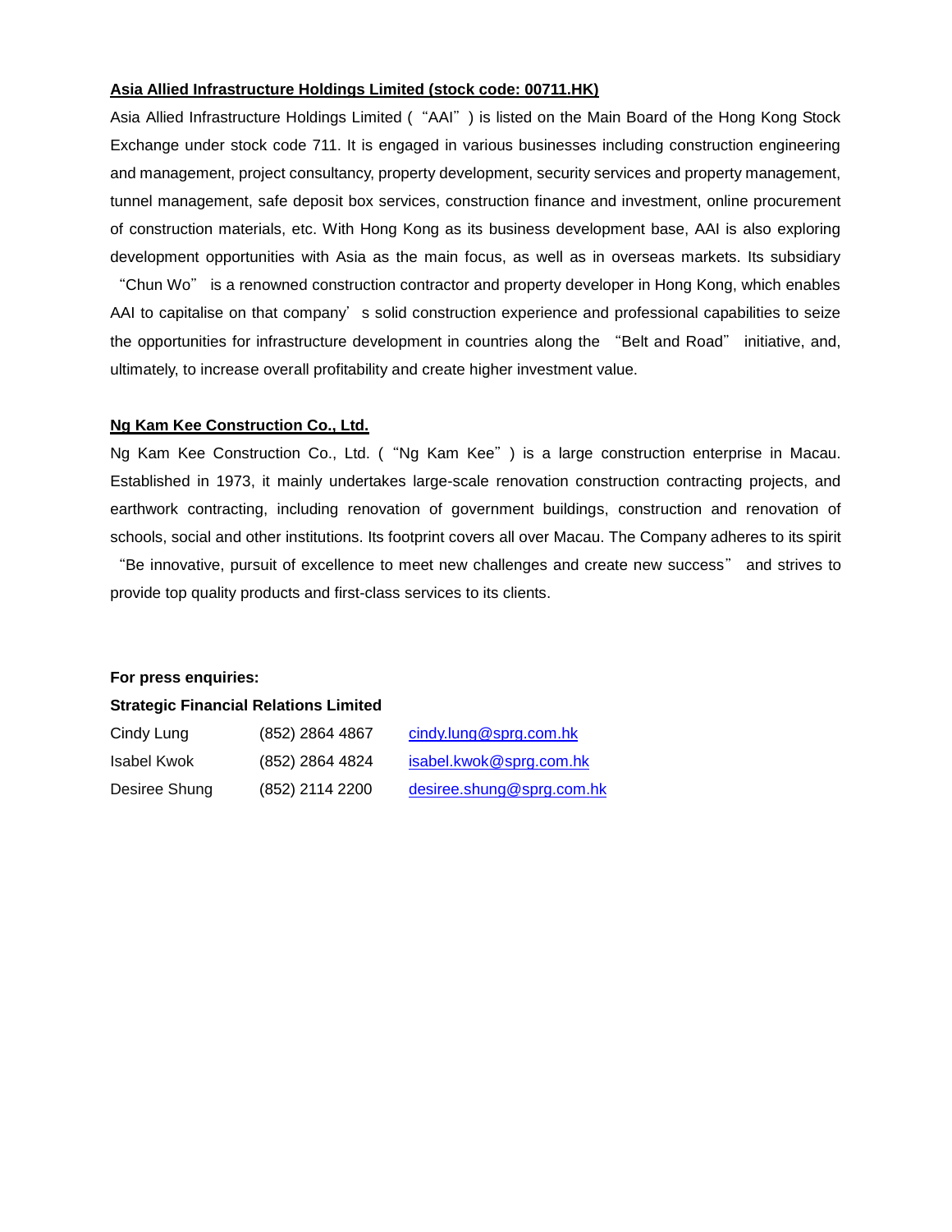**Asia Allied Infrastructure Holdings Limited (stock code: 00711.HK)**

Asia Allied Infrastructure Holdings Limited (“AAI”) is listed on the Main Board of the Hong Kong Stock Exchange under stock code 711. It is engaged in various businesses including construction engineering and management, project consultancy, property development, security services and property management, tunnel management, safe deposit box services, construction finance and investment, online procurement of construction materials, etc. With Hong Kong as its business development base, AAI is also exploring development opportunities with Asia as the main focus, as well as in overseas markets. Its subsidiary “Chun Wo” is a renowned construction contractor and property developer in Hong Kong, which enables AAI to capitalise on that company’s solid construction experience and professional capabilities to seize the opportunities for infrastructure development in countries along the “Belt and Road” initiative, and, ultimately, to increase overall profitability and create higher investment value.

**Ng Kam Kee Construction Co., Ltd.**

Ng Kam Kee Construction Co., Ltd. (“Ng Kam Kee”) is a large construction enterprise in Macau. Established in 1973, it mainly undertakes large-scale renovation construction contracting projects, and earthwork contracting, including renovation of government buildings, construction and renovation of schools, social and other institutions. Its footprint covers all over Macau. The Company adheres to its spirit “Be innovative, pursuit of excellence to meet new challenges and create new success” and strives to provide top quality products and first-class services to its clients.

**For press enquiries:**

**Strategic Financial Relations Limited**

| | | |
|---|---|---|
| Cindy Lung | (852) 2864 4867 | cindy.lung@sprg.com.hk |
| Isabel Kwok | (852) 2864 4824 | isabel.kwok@sprg.com.hk |
| Desiree Shung | (852) 2114 2200 | desiree.shung@sprg.com.hk |